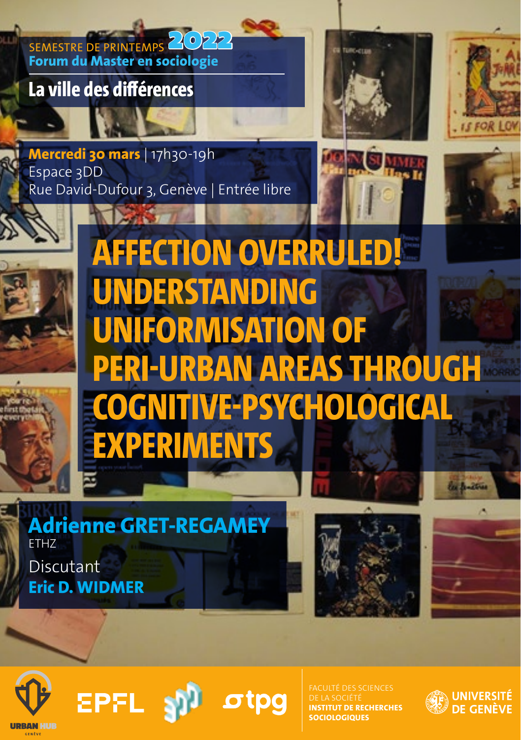SEMESTRE DE PRINTEMPS 2022

**Forum du Master en sociologie**

## La ville des différences

**Mercredi 30 mars** | 17h30-19h
Espace 3DD
Rue David-Dufour 3, Genève | Entrée libre

# AFFECTION OVERRULED! UNDERSTANDING UNIFORMISATION OF PERI-URBAN AREAS THROUGH COGNITIVE-PSYCHOLOGICAL EXPERIMENTS

**Adrienne GRET-REGAMEY**
ETHZ

Discutant
**Eric D. WIDMER**

URBAN HUB GENÈVE | EPFL | tpg

FACULTÉ DES SCIENCES DE LA SOCIÉTÉ
**INSTITUT DE RECHERCHES SOCIOLOGIQUES**

UNIVERSITÉ DE GENÈVE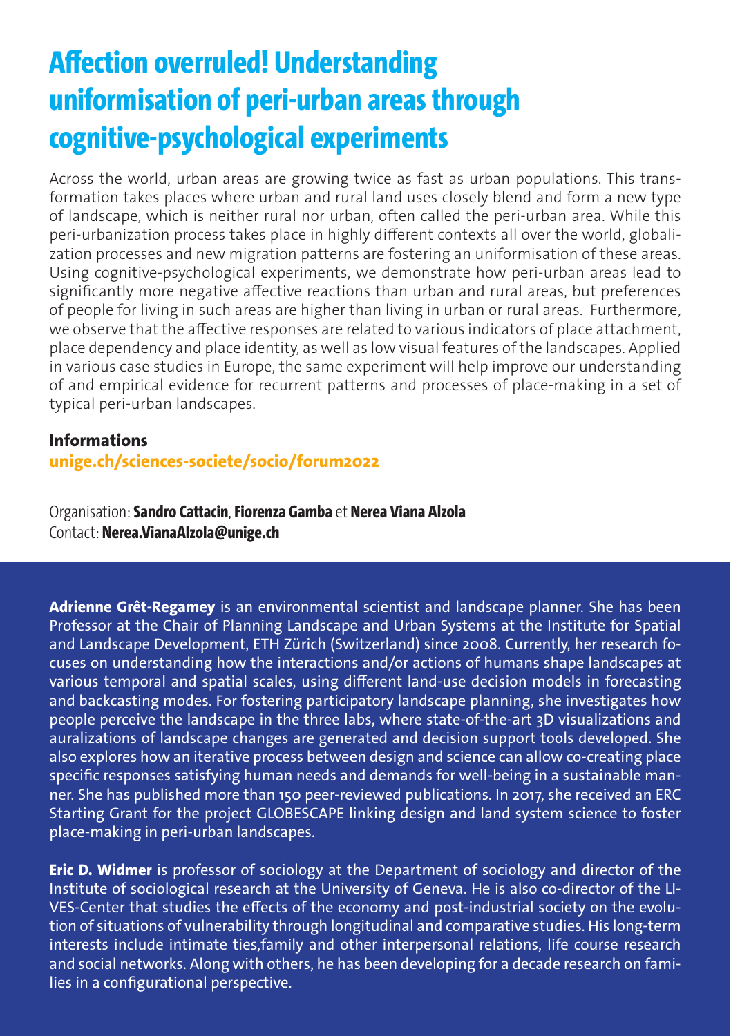# Affection overruled! Understanding uniformisation of peri-urban areas through cognitive-psychological experiments

Across the world, urban areas are growing twice as fast as urban populations. This transformation takes places where urban and rural land uses closely blend and form a new type of landscape, which is neither rural nor urban, often called the peri-urban area. While this peri-urbanization process takes place in highly different contexts all over the world, globalization processes and new migration patterns are fostering an uniformisation of these areas. Using cognitive-psychological experiments, we demonstrate how peri-urban areas lead to significantly more negative affective reactions than urban and rural areas, but preferences of people for living in such areas are higher than living in urban or rural areas. Furthermore, we observe that the affective responses are related to various indicators of place attachment, place dependency and place identity, as well as low visual features of the landscapes. Applied in various case studies in Europe, the same experiment will help improve our understanding of and empirical evidence for recurrent patterns and processes of place-making in a set of typical peri-urban landscapes.

**Informations**

**unige.ch/sciences-societe/socio/forum2022**

Organisation: **Sandro Cattacin**, **Fiorenza Gamba** et **Nerea Viana Alzola**
Contact: **Nerea.VianaAlzola@unige.ch**

**Adrienne Grêt-Regamey** is an environmental scientist and landscape planner. She has been Professor at the Chair of Planning Landscape and Urban Systems at the Institute for Spatial and Landscape Development, ETH Zürich (Switzerland) since 2008. Currently, her research focuses on understanding how the interactions and/or actions of humans shape landscapes at various temporal and spatial scales, using different land-use decision models in forecasting and backcasting modes. For fostering participatory landscape planning, she investigates how people perceive the landscape in the three labs, where state-of-the-art 3D visualizations and auralizations of landscape changes are generated and decision support tools developed. She also explores how an iterative process between design and science can allow co-creating place specific responses satisfying human needs and demands for well-being in a sustainable manner. She has published more than 150 peer-reviewed publications. In 2017, she received an ERC Starting Grant for the project GLOBESCAPE linking design and land system science to foster place-making in peri-urban landscapes.

**Eric D. Widmer** is professor of sociology at the Department of sociology and director of the Institute of sociological research at the University of Geneva. He is also co-director of the LIVES-Center that studies the effects of the economy and post-industrial society on the evolution of situations of vulnerability through longitudinal and comparative studies. His long-term interests include intimate ties,family and other interpersonal relations, life course research and social networks. Along with others, he has been developing for a decade research on families in a configurational perspective.